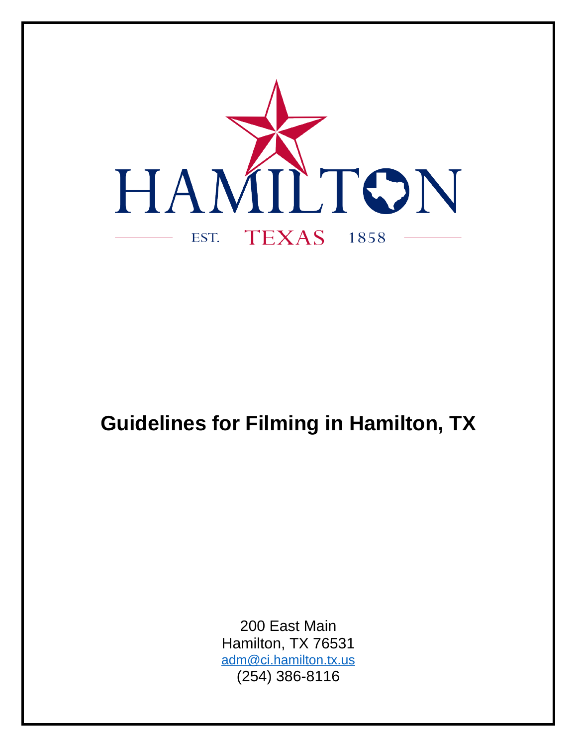HAMILTON

EST. TEXAS 1858

# Guidelines for Filming in Hamilton, TX

200 East Main
Hamilton, TX 76531
adm@ci.hamilton.tx.us
(254) 386-8116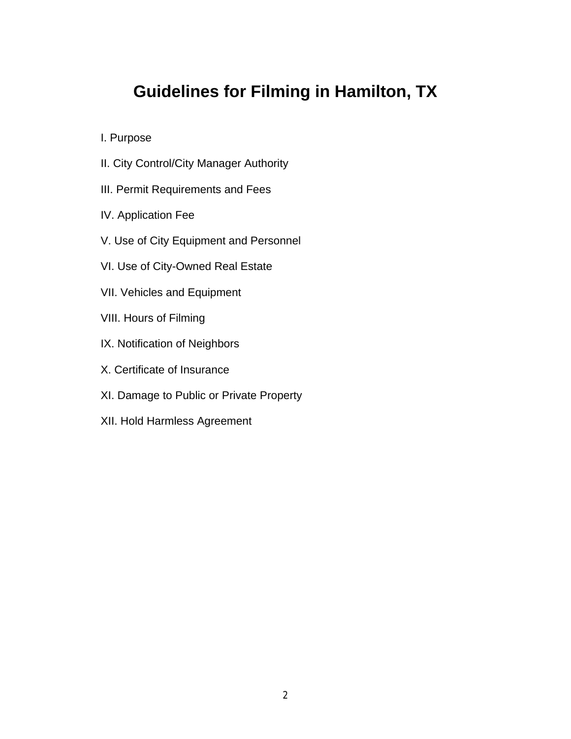# Guidelines for Filming in Hamilton, TX

I. Purpose

II. City Control/City Manager Authority

III. Permit Requirements and Fees

IV. Application Fee

V. Use of City Equipment and Personnel

VI. Use of City-Owned Real Estate

VII. Vehicles and Equipment

VIII. Hours of Filming

IX. Notification of Neighbors

X. Certificate of Insurance

XI. Damage to Public or Private Property

XII. Hold Harmless Agreement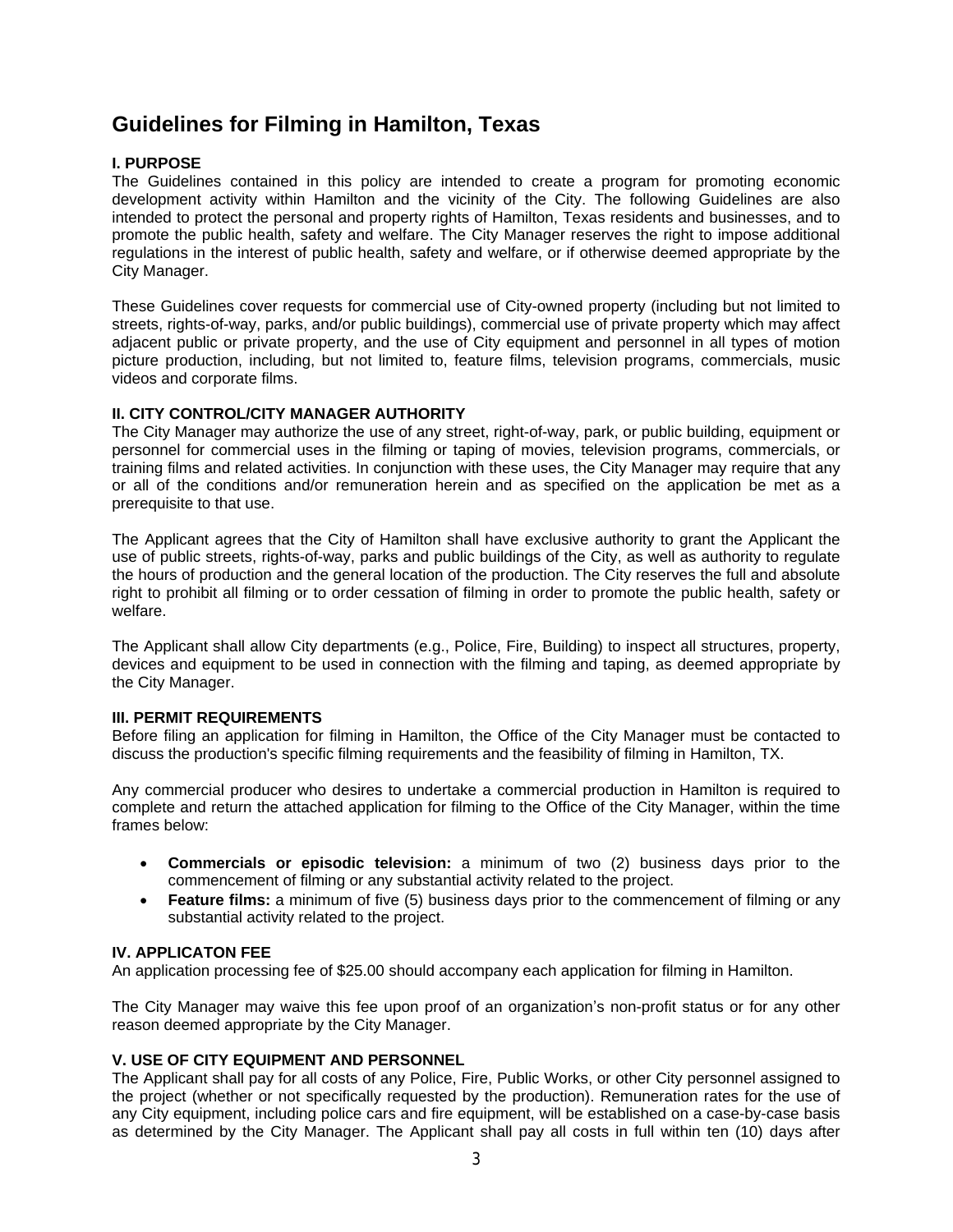# Guidelines for Filming in Hamilton, Texas

**I. PURPOSE**

The Guidelines contained in this policy are intended to create a program for promoting economic development activity within Hamilton and the vicinity of the City. The following Guidelines are also intended to protect the personal and property rights of Hamilton, Texas residents and businesses, and to promote the public health, safety and welfare. The City Manager reserves the right to impose additional regulations in the interest of public health, safety and welfare, or if otherwise deemed appropriate by the City Manager.

These Guidelines cover requests for commercial use of City-owned property (including but not limited to streets, rights-of-way, parks, and/or public buildings), commercial use of private property which may affect adjacent public or private property, and the use of City equipment and personnel in all types of motion picture production, including, but not limited to, feature films, television programs, commercials, music videos and corporate films.

**II. CITY CONTROL/CITY MANAGER AUTHORITY**

The City Manager may authorize the use of any street, right-of-way, park, or public building, equipment or personnel for commercial uses in the filming or taping of movies, television programs, commercials, or training films and related activities. In conjunction with these uses, the City Manager may require that any or all of the conditions and/or remuneration herein and as specified on the application be met as a prerequisite to that use.

The Applicant agrees that the City of Hamilton shall have exclusive authority to grant the Applicant the use of public streets, rights-of-way, parks and public buildings of the City, as well as authority to regulate the hours of production and the general location of the production. The City reserves the full and absolute right to prohibit all filming or to order cessation of filming in order to promote the public health, safety or welfare.

The Applicant shall allow City departments (e.g., Police, Fire, Building) to inspect all structures, property, devices and equipment to be used in connection with the filming and taping, as deemed appropriate by the City Manager.

**III. PERMIT REQUIREMENTS**

Before filing an application for filming in Hamilton, the Office of the City Manager must be contacted to discuss the production's specific filming requirements and the feasibility of filming in Hamilton, TX.

Any commercial producer who desires to undertake a commercial production in Hamilton is required to complete and return the attached application for filming to the Office of the City Manager, within the time frames below:

- **Commercials or episodic television:** a minimum of two (2) business days prior to the commencement of filming or any substantial activity related to the project.
- **Feature films:** a minimum of five (5) business days prior to the commencement of filming or any substantial activity related to the project.

**IV. APPLICATON FEE**

An application processing fee of $25.00 should accompany each application for filming in Hamilton.

The City Manager may waive this fee upon proof of an organization's non-profit status or for any other reason deemed appropriate by the City Manager.

**V. USE OF CITY EQUIPMENT AND PERSONNEL**

The Applicant shall pay for all costs of any Police, Fire, Public Works, or other City personnel assigned to the project (whether or not specifically requested by the production). Remuneration rates for the use of any City equipment, including police cars and fire equipment, will be established on a case-by-case basis as determined by the City Manager. The Applicant shall pay all costs in full within ten (10) days after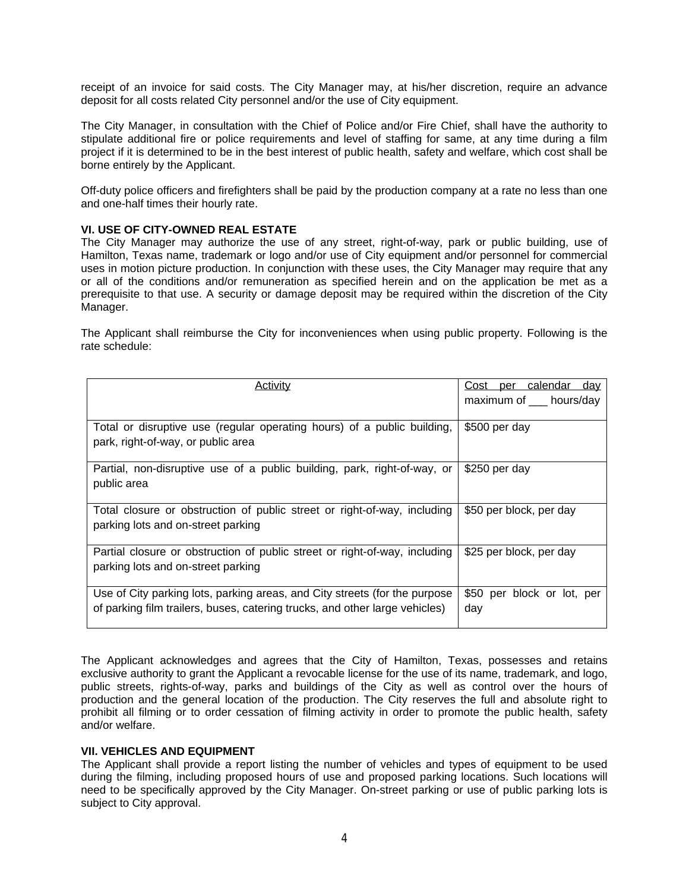receipt of an invoice for said costs. The City Manager may, at his/her discretion, require an advance deposit for all costs related City personnel and/or the use of City equipment.

The City Manager, in consultation with the Chief of Police and/or Fire Chief, shall have the authority to stipulate additional fire or police requirements and level of staffing for same, at any time during a film project if it is determined to be in the best interest of public health, safety and welfare, which cost shall be borne entirely by the Applicant.

Off-duty police officers and firefighters shall be paid by the production company at a rate no less than one and one-half times their hourly rate.

**VI. USE OF CITY-OWNED REAL ESTATE**

The City Manager may authorize the use of any street, right-of-way, park or public building, use of Hamilton, Texas name, trademark or logo and/or use of City equipment and/or personnel for commercial uses in motion picture production. In conjunction with these uses, the City Manager may require that any or all of the conditions and/or remuneration as specified herein and on the application be met as a prerequisite to that use. A security or damage deposit may be required within the discretion of the City Manager.

The Applicant shall reimburse the City for inconveniences when using public property. Following is the rate schedule:

| Activity | Cost per calendar day maximum of ___ hours/day |
|---|---|
| Total or disruptive use (regular operating hours) of a public building, park, right-of-way, or public area | $500 per day |
| Partial, non-disruptive use of a public building, park, right-of-way, or public area | $250 per day |
| Total closure or obstruction of public street or right-of-way, including parking lots and on-street parking | $50 per block, per day |
| Partial closure or obstruction of public street or right-of-way, including parking lots and on-street parking | $25 per block, per day |
| Use of City parking lots, parking areas, and City streets (for the purpose of parking film trailers, buses, catering trucks, and other large vehicles) | $50 per block or lot, per day |

The Applicant acknowledges and agrees that the City of Hamilton, Texas, possesses and retains exclusive authority to grant the Applicant a revocable license for the use of its name, trademark, and logo, public streets, rights-of-way, parks and buildings of the City as well as control over the hours of production and the general location of the production. The City reserves the full and absolute right to prohibit all filming or to order cessation of filming activity in order to promote the public health, safety and/or welfare.

**VII. VEHICLES AND EQUIPMENT**

The Applicant shall provide a report listing the number of vehicles and types of equipment to be used during the filming, including proposed hours of use and proposed parking locations. Such locations will need to be specifically approved by the City Manager. On-street parking or use of public parking lots is subject to City approval.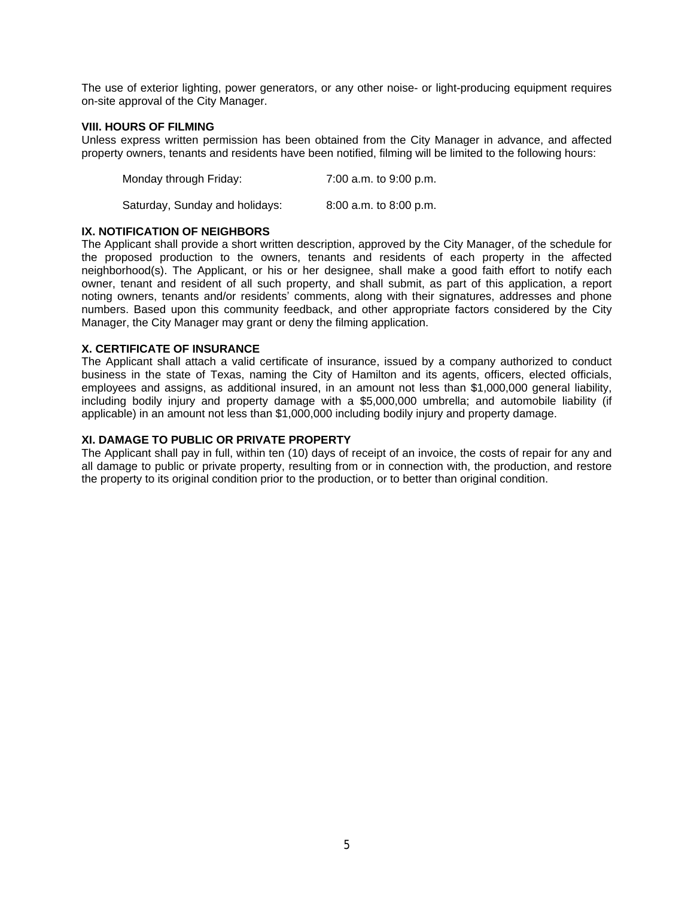The use of exterior lighting, power generators, or any other noise- or light-producing equipment requires on-site approval of the City Manager.

**VIII. HOURS OF FILMING**

Unless express written permission has been obtained from the City Manager in advance, and affected property owners, tenants and residents have been notified, filming will be limited to the following hours:

| | |
|---|---|
| Monday through Friday: | 7:00 a.m. to 9:00 p.m. |
| Saturday, Sunday and holidays: | 8:00 a.m. to 8:00 p.m. |

**IX. NOTIFICATION OF NEIGHBORS**

The Applicant shall provide a short written description, approved by the City Manager, of the schedule for the proposed production to the owners, tenants and residents of each property in the affected neighborhood(s). The Applicant, or his or her designee, shall make a good faith effort to notify each owner, tenant and resident of all such property, and shall submit, as part of this application, a report noting owners, tenants and/or residents' comments, along with their signatures, addresses and phone numbers. Based upon this community feedback, and other appropriate factors considered by the City Manager, the City Manager may grant or deny the filming application.

**X. CERTIFICATE OF INSURANCE**

The Applicant shall attach a valid certificate of insurance, issued by a company authorized to conduct business in the state of Texas, naming the City of Hamilton and its agents, officers, elected officials, employees and assigns, as additional insured, in an amount not less than $1,000,000 general liability, including bodily injury and property damage with a $5,000,000 umbrella; and automobile liability (if applicable) in an amount not less than $1,000,000 including bodily injury and property damage.

**XI. DAMAGE TO PUBLIC OR PRIVATE PROPERTY**

The Applicant shall pay in full, within ten (10) days of receipt of an invoice, the costs of repair for any and all damage to public or private property, resulting from or in connection with, the production, and restore the property to its original condition prior to the production, or to better than original condition.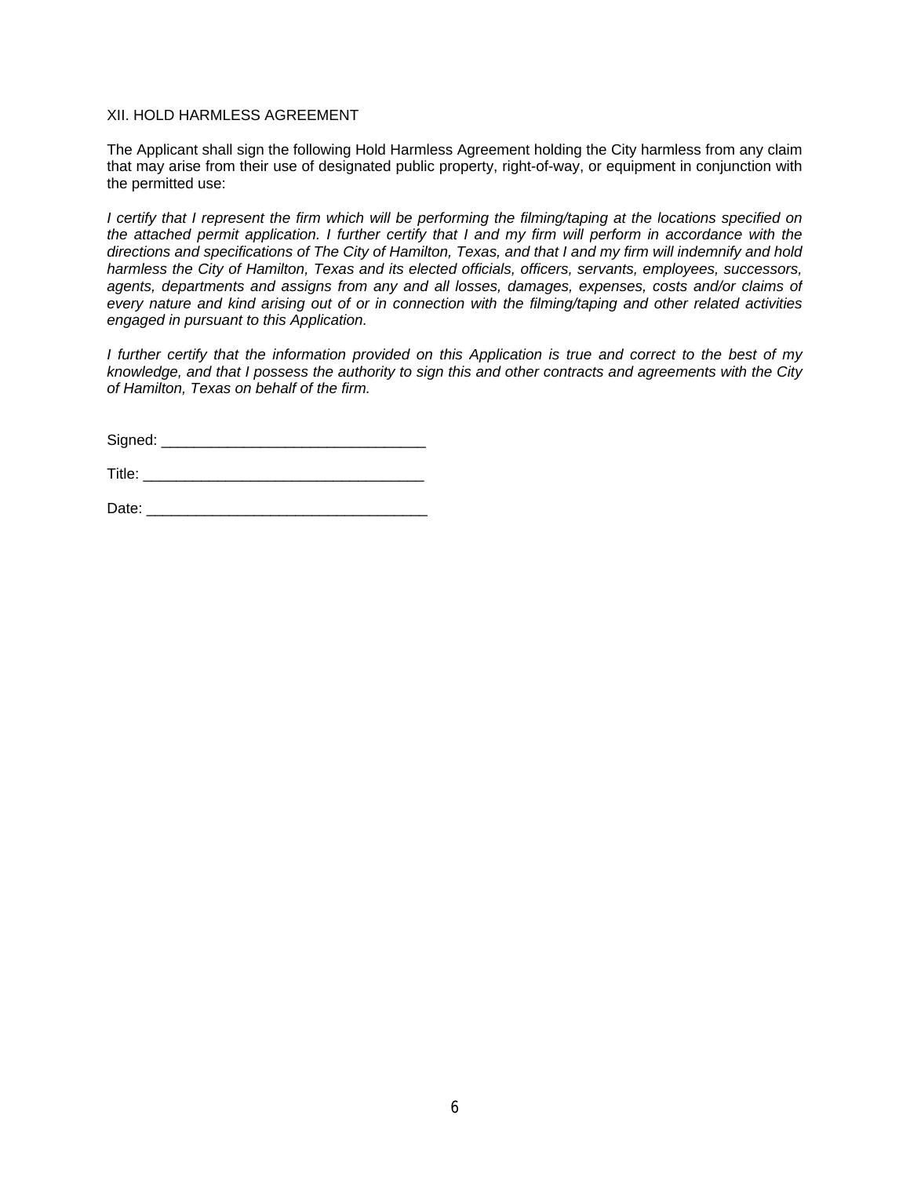## XII. HOLD HARMLESS AGREEMENT

The Applicant shall sign the following Hold Harmless Agreement holding the City harmless from any claim that may arise from their use of designated public property, right-of-way, or equipment in conjunction with the permitted use:

*I certify that I represent the firm which will be performing the filming/taping at the locations specified on the attached permit application. I further certify that I and my firm will perform in accordance with the directions and specifications of The City of Hamilton, Texas, and that I and my firm will indemnify and hold harmless the City of Hamilton, Texas and its elected officials, officers, servants, employees, successors, agents, departments and assigns from any and all losses, damages, expenses, costs and/or claims of every nature and kind arising out of or in connection with the filming/taping and other related activities engaged in pursuant to this Application.*

*I further certify that the information provided on this Application is true and correct to the best of my knowledge, and that I possess the authority to sign this and other contracts and agreements with the City of Hamilton, Texas on behalf of the firm.*

Signed: ________________________________

Title: __________________________________

Date: __________________________________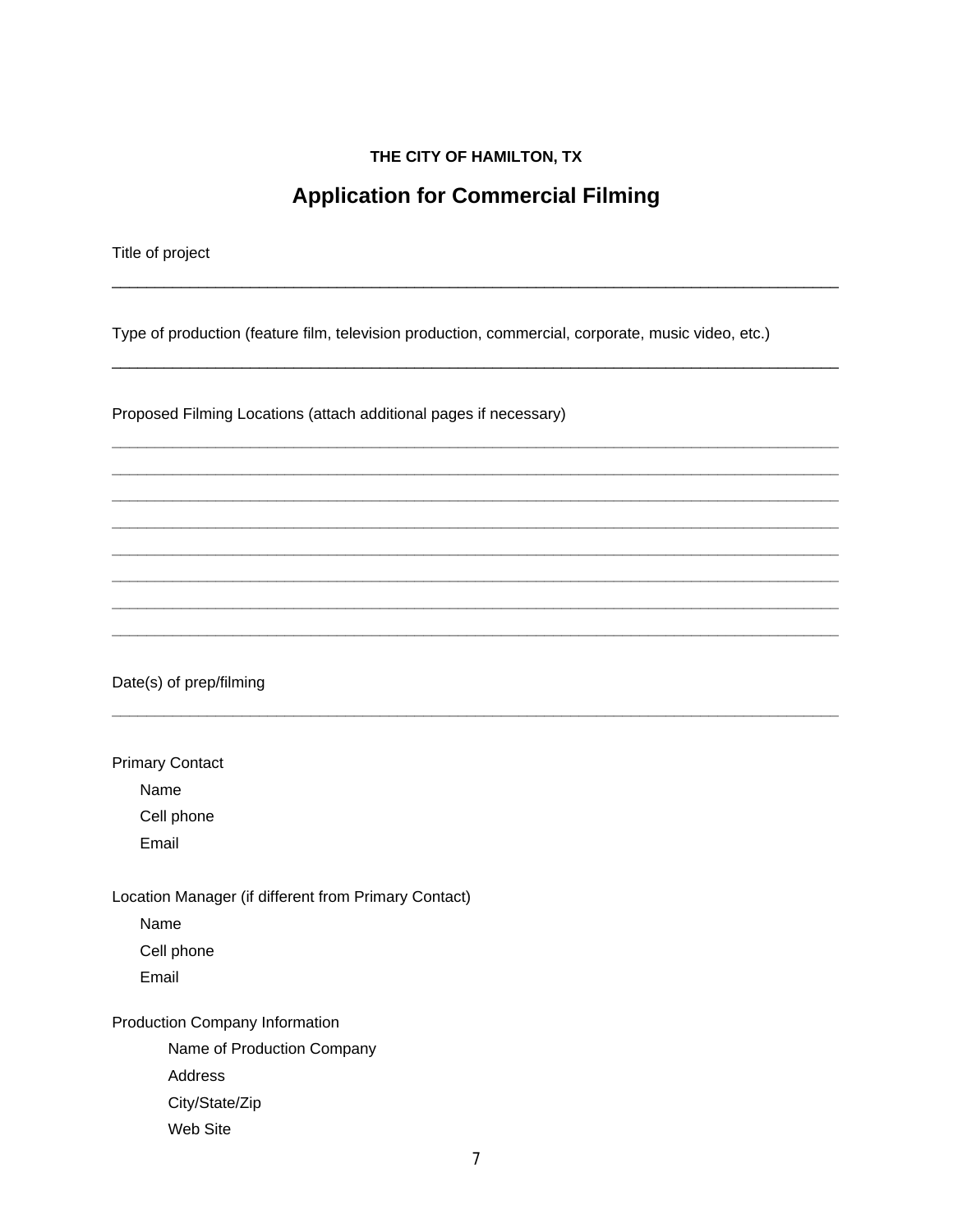**THE CITY OF HAMILTON, TX**

# Application for Commercial Filming

Title of project

\_\_\_\_\_\_\_\_\_\_\_\_\_\_\_\_\_\_\_\_\_\_\_\_\_\_\_\_\_\_\_\_\_\_\_\_\_\_\_\_\_\_\_\_\_\_\_\_\_\_\_\_\_\_\_\_\_\_\_\_\_\_\_\_\_\_\_\_\_\_\_\_\_\_\_\_\_\_

Type of production (feature film, television production, commercial, corporate, music video, etc.)

\_\_\_\_\_\_\_\_\_\_\_\_\_\_\_\_\_\_\_\_\_\_\_\_\_\_\_\_\_\_\_\_\_\_\_\_\_\_\_\_\_\_\_\_\_\_\_\_\_\_\_\_\_\_\_\_\_\_\_\_\_\_\_\_\_\_\_\_\_\_\_\_\_\_\_\_\_\_

Proposed Filming Locations (attach additional pages if necessary)

\_\_\_\_\_\_\_\_\_\_\_\_\_\_\_\_\_\_\_\_\_\_\_\_\_\_\_\_\_\_\_\_\_\_\_\_\_\_\_\_\_\_\_\_\_\_\_\_\_\_\_\_\_\_\_\_\_\_\_\_\_\_\_\_\_\_\_\_\_\_\_\_\_\_\_\_\_\_

\_\_\_\_\_\_\_\_\_\_\_\_\_\_\_\_\_\_\_\_\_\_\_\_\_\_\_\_\_\_\_\_\_\_\_\_\_\_\_\_\_\_\_\_\_\_\_\_\_\_\_\_\_\_\_\_\_\_\_\_\_\_\_\_\_\_\_\_\_\_\_\_\_\_\_\_\_\_

\_\_\_\_\_\_\_\_\_\_\_\_\_\_\_\_\_\_\_\_\_\_\_\_\_\_\_\_\_\_\_\_\_\_\_\_\_\_\_\_\_\_\_\_\_\_\_\_\_\_\_\_\_\_\_\_\_\_\_\_\_\_\_\_\_\_\_\_\_\_\_\_\_\_\_\_\_\_

\_\_\_\_\_\_\_\_\_\_\_\_\_\_\_\_\_\_\_\_\_\_\_\_\_\_\_\_\_\_\_\_\_\_\_\_\_\_\_\_\_\_\_\_\_\_\_\_\_\_\_\_\_\_\_\_\_\_\_\_\_\_\_\_\_\_\_\_\_\_\_\_\_\_\_\_\_\_

\_\_\_\_\_\_\_\_\_\_\_\_\_\_\_\_\_\_\_\_\_\_\_\_\_\_\_\_\_\_\_\_\_\_\_\_\_\_\_\_\_\_\_\_\_\_\_\_\_\_\_\_\_\_\_\_\_\_\_\_\_\_\_\_\_\_\_\_\_\_\_\_\_\_\_\_\_\_

\_\_\_\_\_\_\_\_\_\_\_\_\_\_\_\_\_\_\_\_\_\_\_\_\_\_\_\_\_\_\_\_\_\_\_\_\_\_\_\_\_\_\_\_\_\_\_\_\_\_\_\_\_\_\_\_\_\_\_\_\_\_\_\_\_\_\_\_\_\_\_\_\_\_\_\_\_\_

\_\_\_\_\_\_\_\_\_\_\_\_\_\_\_\_\_\_\_\_\_\_\_\_\_\_\_\_\_\_\_\_\_\_\_\_\_\_\_\_\_\_\_\_\_\_\_\_\_\_\_\_\_\_\_\_\_\_\_\_\_\_\_\_\_\_\_\_\_\_\_\_\_\_\_\_\_\_

\_\_\_\_\_\_\_\_\_\_\_\_\_\_\_\_\_\_\_\_\_\_\_\_\_\_\_\_\_\_\_\_\_\_\_\_\_\_\_\_\_\_\_\_\_\_\_\_\_\_\_\_\_\_\_\_\_\_\_\_\_\_\_\_\_\_\_\_\_\_\_\_\_\_\_\_\_\_

Date(s) of prep/filming

\_\_\_\_\_\_\_\_\_\_\_\_\_\_\_\_\_\_\_\_\_\_\_\_\_\_\_\_\_\_\_\_\_\_\_\_\_\_\_\_\_\_\_\_\_\_\_\_\_\_\_\_\_\_\_\_\_\_\_\_\_\_\_\_\_\_\_\_\_\_\_\_\_\_\_\_\_\_

Primary Contact

- Name
- Cell phone
- Email

Location Manager (if different from Primary Contact)

- Name
- Cell phone
- Email

Production Company Information

- Name of Production Company
- Address
- City/State/Zip
- Web Site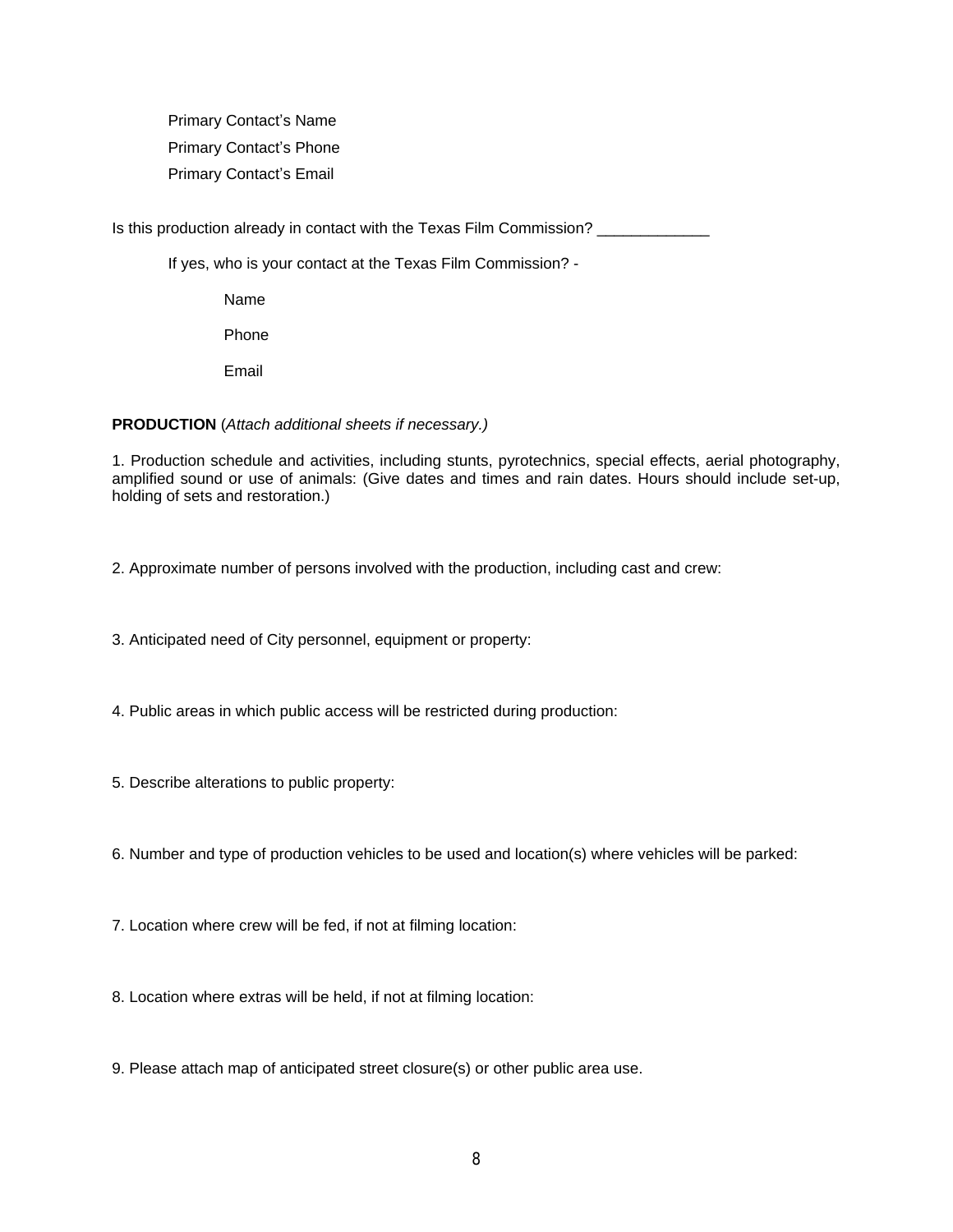Primary Contact's Name

Primary Contact's Phone

Primary Contact's Email

Is this production already in contact with the Texas Film Commission? _____________

If yes, who is your contact at the Texas Film Commission? -

Name

Phone

Email

**PRODUCTION** (*Attach additional sheets if necessary.)*

1. Production schedule and activities, including stunts, pyrotechnics, special effects, aerial photography, amplified sound or use of animals: (Give dates and times and rain dates. Hours should include set-up, holding of sets and restoration.)

2. Approximate number of persons involved with the production, including cast and crew:

3. Anticipated need of City personnel, equipment or property:

4. Public areas in which public access will be restricted during production:

5. Describe alterations to public property:

6. Number and type of production vehicles to be used and location(s) where vehicles will be parked:

7. Location where crew will be fed, if not at filming location:

8. Location where extras will be held, if not at filming location:

9. Please attach map of anticipated street closure(s) or other public area use.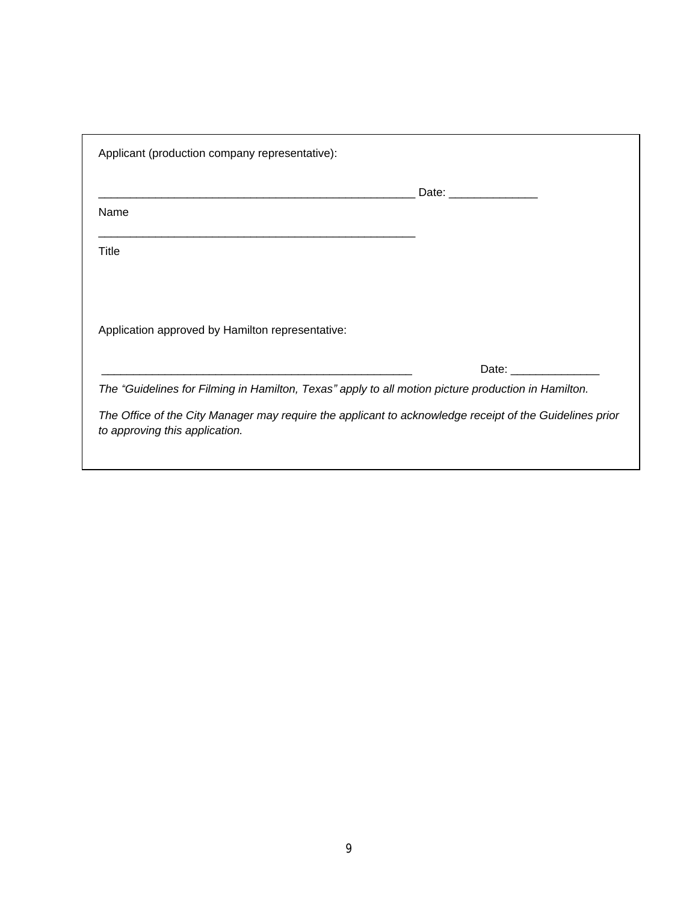Applicant (production company representative):

\_\_\_\_\_\_\_\_\_\_\_\_\_\_\_\_\_\_\_\_\_\_\_\_\_\_\_\_\_\_\_\_\_\_\_\_\_\_\_\_\_\_\_\_\_\_\_\_\_\_\_\_ Date: \_\_\_\_\_\_\_\_\_\_\_\_\_\_

Name

\_\_\_\_\_\_\_\_\_\_\_\_\_\_\_\_\_\_\_\_\_\_\_\_\_\_\_\_\_\_\_\_\_\_\_\_\_\_\_\_\_\_\_\_\_\_\_\_\_\_\_\_

Title

Application approved by Hamilton representative:

\_\_\_\_\_\_\_\_\_\_\_\_\_\_\_\_\_\_\_\_\_\_\_\_\_\_\_\_\_\_\_\_\_\_\_\_\_\_\_\_\_\_\_\_\_\_\_\_\_\_ Date: \_\_\_\_\_\_\_\_\_\_\_\_\_\_

*The "Guidelines for Filming in Hamilton, Texas" apply to all motion picture production in Hamilton.*

*The Office of the City Manager may require the applicant to acknowledge receipt of the Guidelines prior to approving this application.*